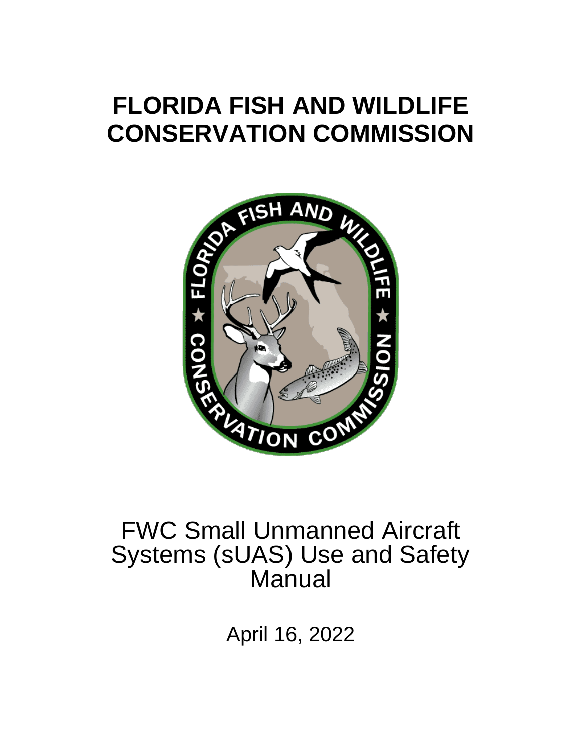# FLORIDA FISH AND WILDLIFE CONSERVATION COMMISSION

FWC Small Unmanned Aircraft Systems (sUAS) Use and Safety Manual

April 16, 2022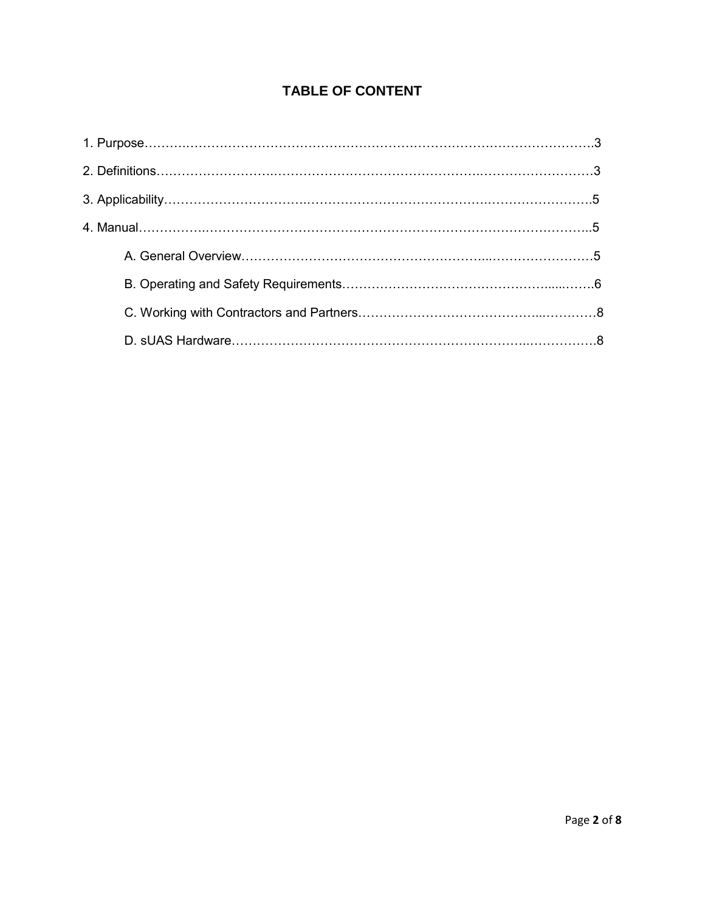# TABLE OF CONTENT

1. Purpose……………………………………………………………………………………………….3

2. Definitions………………………………………………………………………………………….3

3. Applicability…………………………………………………………………………………………5

4. Manual…………………………………………………………………………………………………5

   A. General Overview……………………………………………………………………………5

   B. Operating and Safety Requirements…………………………………………………….6

   C. Working with Contractors and Partners…………………………………………………8

   D. sUAS Hardware……………………………………………………………………………….8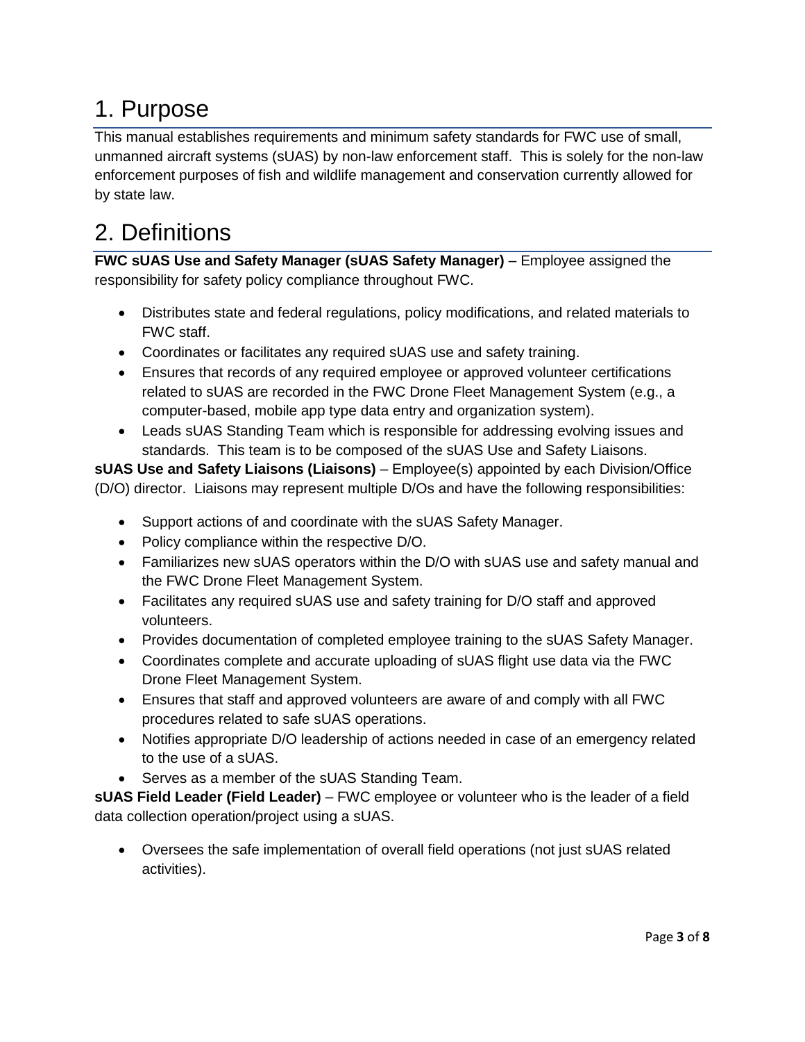# 1. Purpose

This manual establishes requirements and minimum safety standards for FWC use of small, unmanned aircraft systems (sUAS) by non-law enforcement staff. This is solely for the non-law enforcement purposes of fish and wildlife management and conservation currently allowed for by state law.

# 2. Definitions

**FWC sUAS Use and Safety Manager (sUAS Safety Manager)** – Employee assigned the responsibility for safety policy compliance throughout FWC.

- Distributes state and federal regulations, policy modifications, and related materials to FWC staff.
- Coordinates or facilitates any required sUAS use and safety training.
- Ensures that records of any required employee or approved volunteer certifications related to sUAS are recorded in the FWC Drone Fleet Management System (e.g., a computer-based, mobile app type data entry and organization system).
- Leads sUAS Standing Team which is responsible for addressing evolving issues and standards. This team is to be composed of the sUAS Use and Safety Liaisons.

**sUAS Use and Safety Liaisons (Liaisons)** – Employee(s) appointed by each Division/Office (D/O) director. Liaisons may represent multiple D/Os and have the following responsibilities:

- Support actions of and coordinate with the sUAS Safety Manager.
- Policy compliance within the respective D/O.
- Familiarizes new sUAS operators within the D/O with sUAS use and safety manual and the FWC Drone Fleet Management System.
- Facilitates any required sUAS use and safety training for D/O staff and approved volunteers.
- Provides documentation of completed employee training to the sUAS Safety Manager.
- Coordinates complete and accurate uploading of sUAS flight use data via the FWC Drone Fleet Management System.
- Ensures that staff and approved volunteers are aware of and comply with all FWC procedures related to safe sUAS operations.
- Notifies appropriate D/O leadership of actions needed in case of an emergency related to the use of a sUAS.
- Serves as a member of the sUAS Standing Team.

**sUAS Field Leader (Field Leader)** – FWC employee or volunteer who is the leader of a field data collection operation/project using a sUAS.

- Oversees the safe implementation of overall field operations (not just sUAS related activities).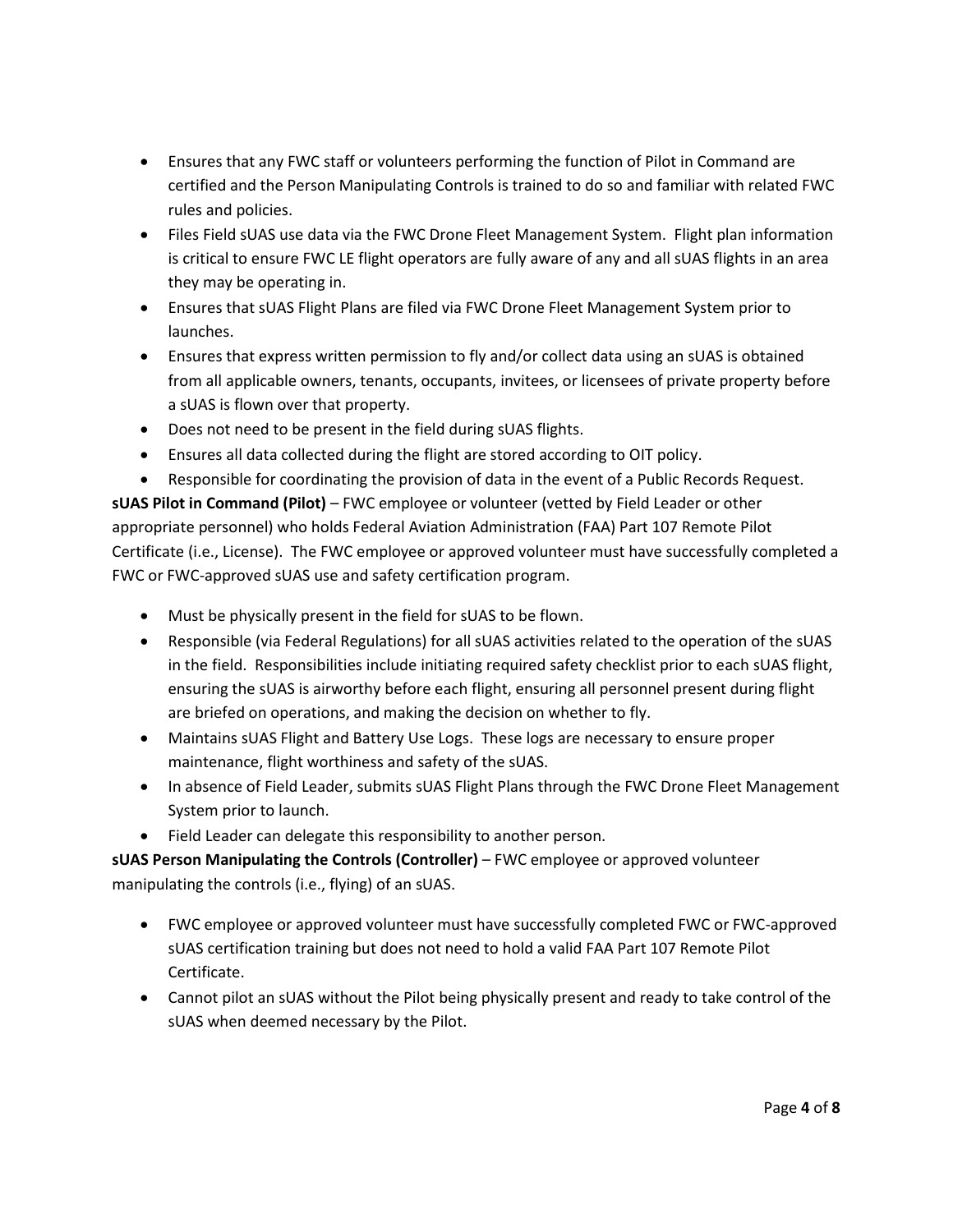- Ensures that any FWC staff or volunteers performing the function of Pilot in Command are certified and the Person Manipulating Controls is trained to do so and familiar with related FWC rules and policies.
- Files Field sUAS use data via the FWC Drone Fleet Management System. Flight plan information is critical to ensure FWC LE flight operators are fully aware of any and all sUAS flights in an area they may be operating in.
- Ensures that sUAS Flight Plans are filed via FWC Drone Fleet Management System prior to launches.
- Ensures that express written permission to fly and/or collect data using an sUAS is obtained from all applicable owners, tenants, occupants, invitees, or licensees of private property before a sUAS is flown over that property.
- Does not need to be present in the field during sUAS flights.
- Ensures all data collected during the flight are stored according to OIT policy.
- Responsible for coordinating the provision of data in the event of a Public Records Request.

**sUAS Pilot in Command (Pilot)** – FWC employee or volunteer (vetted by Field Leader or other appropriate personnel) who holds Federal Aviation Administration (FAA) Part 107 Remote Pilot Certificate (i.e., License). The FWC employee or approved volunteer must have successfully completed a FWC or FWC-approved sUAS use and safety certification program.

- Must be physically present in the field for sUAS to be flown.
- Responsible (via Federal Regulations) for all sUAS activities related to the operation of the sUAS in the field. Responsibilities include initiating required safety checklist prior to each sUAS flight, ensuring the sUAS is airworthy before each flight, ensuring all personnel present during flight are briefed on operations, and making the decision on whether to fly.
- Maintains sUAS Flight and Battery Use Logs. These logs are necessary to ensure proper maintenance, flight worthiness and safety of the sUAS.
- In absence of Field Leader, submits sUAS Flight Plans through the FWC Drone Fleet Management System prior to launch.
- Field Leader can delegate this responsibility to another person.

**sUAS Person Manipulating the Controls (Controller)** – FWC employee or approved volunteer manipulating the controls (i.e., flying) of an sUAS.

- FWC employee or approved volunteer must have successfully completed FWC or FWC-approved sUAS certification training but does not need to hold a valid FAA Part 107 Remote Pilot Certificate.
- Cannot pilot an sUAS without the Pilot being physically present and ready to take control of the sUAS when deemed necessary by the Pilot.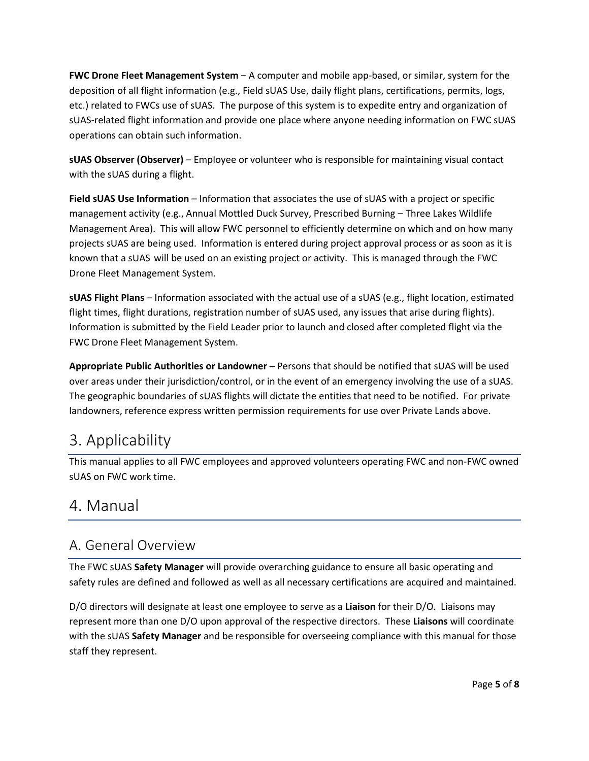**FWC Drone Fleet Management System** – A computer and mobile app-based, or similar, system for the deposition of all flight information (e.g., Field sUAS Use, daily flight plans, certifications, permits, logs, etc.) related to FWCs use of sUAS. The purpose of this system is to expedite entry and organization of sUAS-related flight information and provide one place where anyone needing information on FWC sUAS operations can obtain such information.

**sUAS Observer (Observer)** – Employee or volunteer who is responsible for maintaining visual contact with the sUAS during a flight.

**Field sUAS Use Information** – Information that associates the use of sUAS with a project or specific management activity (e.g., Annual Mottled Duck Survey, Prescribed Burning – Three Lakes Wildlife Management Area). This will allow FWC personnel to efficiently determine on which and on how many projects sUAS are being used. Information is entered during project approval process or as soon as it is known that a sUAS will be used on an existing project or activity. This is managed through the FWC Drone Fleet Management System.

**sUAS Flight Plans** – Information associated with the actual use of a sUAS (e.g., flight location, estimated flight times, flight durations, registration number of sUAS used, any issues that arise during flights). Information is submitted by the Field Leader prior to launch and closed after completed flight via the FWC Drone Fleet Management System.

**Appropriate Public Authorities or Landowner** – Persons that should be notified that sUAS will be used over areas under their jurisdiction/control, or in the event of an emergency involving the use of a sUAS. The geographic boundaries of sUAS flights will dictate the entities that need to be notified. For private landowners, reference express written permission requirements for use over Private Lands above.

# 3. Applicability

This manual applies to all FWC employees and approved volunteers operating FWC and non-FWC owned sUAS on FWC work time.

# 4. Manual

## A. General Overview

The FWC sUAS **Safety Manager** will provide overarching guidance to ensure all basic operating and safety rules are defined and followed as well as all necessary certifications are acquired and maintained.

D/O directors will designate at least one employee to serve as a **Liaison** for their D/O. Liaisons may represent more than one D/O upon approval of the respective directors. These **Liaisons** will coordinate with the sUAS **Safety Manager** and be responsible for overseeing compliance with this manual for those staff they represent.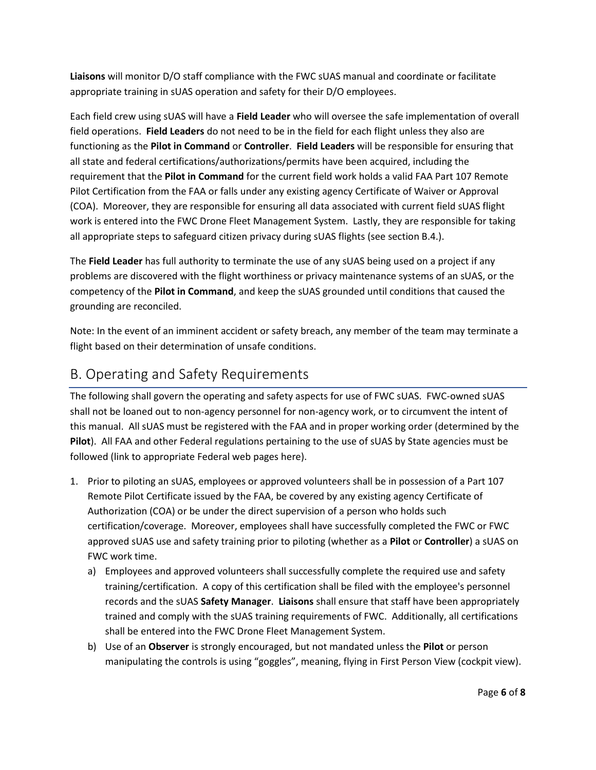**Liaisons** will monitor D/O staff compliance with the FWC sUAS manual and coordinate or facilitate appropriate training in sUAS operation and safety for their D/O employees.

Each field crew using sUAS will have a **Field Leader** who will oversee the safe implementation of overall field operations. **Field Leaders** do not need to be in the field for each flight unless they also are functioning as the **Pilot in Command** or **Controller**. **Field Leaders** will be responsible for ensuring that all state and federal certifications/authorizations/permits have been acquired, including the requirement that the **Pilot in Command** for the current field work holds a valid FAA Part 107 Remote Pilot Certification from the FAA or falls under any existing agency Certificate of Waiver or Approval (COA). Moreover, they are responsible for ensuring all data associated with current field sUAS flight work is entered into the FWC Drone Fleet Management System. Lastly, they are responsible for taking all appropriate steps to safeguard citizen privacy during sUAS flights (see section B.4.).

The **Field Leader** has full authority to terminate the use of any sUAS being used on a project if any problems are discovered with the flight worthiness or privacy maintenance systems of an sUAS, or the competency of the **Pilot in Command**, and keep the sUAS grounded until conditions that caused the grounding are reconciled.

Note: In the event of an imminent accident or safety breach, any member of the team may terminate a flight based on their determination of unsafe conditions.

## B. Operating and Safety Requirements

The following shall govern the operating and safety aspects for use of FWC sUAS. FWC-owned sUAS shall not be loaned out to non-agency personnel for non-agency work, or to circumvent the intent of this manual. All sUAS must be registered with the FAA and in proper working order (determined by the **Pilot**). All FAA and other Federal regulations pertaining to the use of sUAS by State agencies must be followed (link to appropriate Federal web pages here).

1. Prior to piloting an sUAS, employees or approved volunteers shall be in possession of a Part 107 Remote Pilot Certificate issued by the FAA, be covered by any existing agency Certificate of Authorization (COA) or be under the direct supervision of a person who holds such certification/coverage. Moreover, employees shall have successfully completed the FWC or FWC approved sUAS use and safety training prior to piloting (whether as a **Pilot** or **Controller**) a sUAS on FWC work time.
    a) Employees and approved volunteers shall successfully complete the required use and safety training/certification. A copy of this certification shall be filed with the employee's personnel records and the sUAS **Safety Manager**. **Liaisons** shall ensure that staff have been appropriately trained and comply with the sUAS training requirements of FWC. Additionally, all certifications shall be entered into the FWC Drone Fleet Management System.
    b) Use of an **Observer** is strongly encouraged, but not mandated unless the **Pilot** or person manipulating the controls is using "goggles", meaning, flying in First Person View (cockpit view).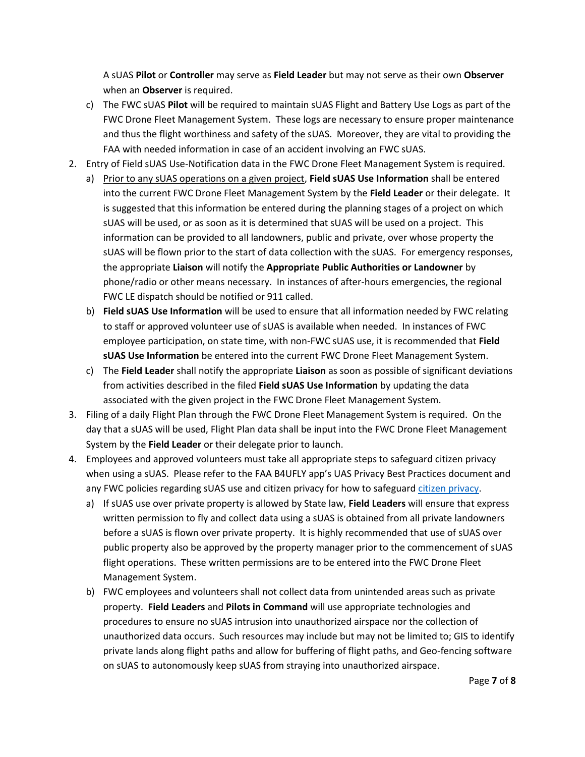A sUAS **Pilot** or **Controller** may serve as **Field Leader** but may not serve as their own **Observer** when an **Observer** is required.

   c) The FWC sUAS **Pilot** will be required to maintain sUAS Flight and Battery Use Logs as part of the FWC Drone Fleet Management System. These logs are necessary to ensure proper maintenance and thus the flight worthiness and safety of the sUAS. Moreover, they are vital to providing the FAA with needed information in case of an accident involving an FWC sUAS.

2. Entry of Field sUAS Use-Notification data in the FWC Drone Fleet Management System is required.
   a) <u>Prior to any sUAS operations on a given project</u>, **Field sUAS Use Information** shall be entered into the current FWC Drone Fleet Management System by the **Field Leader** or their delegate. It is suggested that this information be entered during the planning stages of a project on which sUAS will be used, or as soon as it is determined that sUAS will be used on a project. This information can be provided to all landowners, public and private, over whose property the sUAS will be flown prior to the start of data collection with the sUAS. For emergency responses, the appropriate **Liaison** will notify the **Appropriate Public Authorities or Landowner** by phone/radio or other means necessary. In instances of after-hours emergencies, the regional FWC LE dispatch should be notified or 911 called.
   b) **Field sUAS Use Information** will be used to ensure that all information needed by FWC relating to staff or approved volunteer use of sUAS is available when needed. In instances of FWC employee participation, on state time, with non-FWC sUAS use, it is recommended that **Field sUAS Use Information** be entered into the current FWC Drone Fleet Management System.
   c) The **Field Leader** shall notify the appropriate **Liaison** as soon as possible of significant deviations from activities described in the filed **Field sUAS Use Information** by updating the data associated with the given project in the FWC Drone Fleet Management System.
3. Filing of a daily Flight Plan through the FWC Drone Fleet Management System is required. On the day that a sUAS will be used, Flight Plan data shall be input into the FWC Drone Fleet Management System by the **Field Leader** or their delegate prior to launch.
4. Employees and approved volunteers must take all appropriate steps to safeguard citizen privacy when using a sUAS. Please refer to the FAA B4UFLY app's UAS Privacy Best Practices document and any FWC policies regarding sUAS use and citizen privacy for how to safeguard citizen privacy.
   a) If sUAS use over private property is allowed by State law, **Field Leaders** will ensure that express written permission to fly and collect data using a sUAS is obtained from all private landowners before a sUAS is flown over private property. It is highly recommended that use of sUAS over public property also be approved by the property manager prior to the commencement of sUAS flight operations. These written permissions are to be entered into the FWC Drone Fleet Management System.
   b) FWC employees and volunteers shall not collect data from unintended areas such as private property. **Field Leaders** and **Pilots in Command** will use appropriate technologies and procedures to ensure no sUAS intrusion into unauthorized airspace nor the collection of unauthorized data occurs. Such resources may include but may not be limited to; GIS to identify private lands along flight paths and allow for buffering of flight paths, and Geo-fencing software on sUAS to autonomously keep sUAS from straying into unauthorized airspace.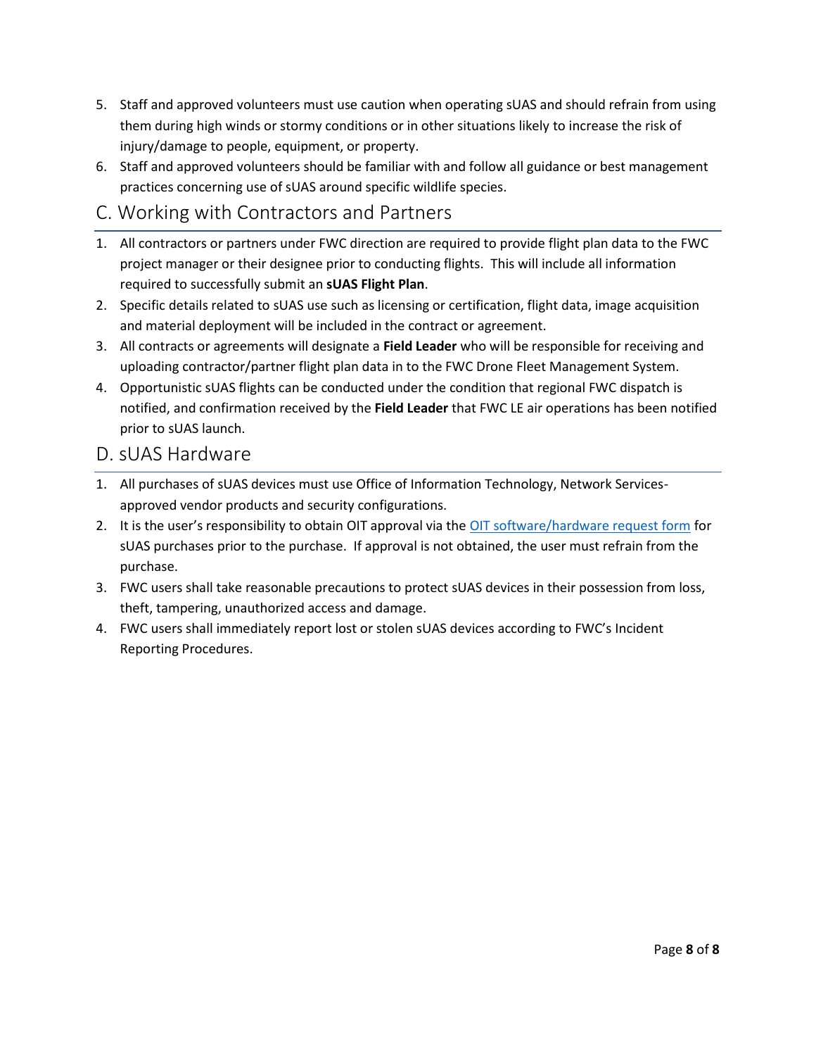5. Staff and approved volunteers must use caution when operating sUAS and should refrain from using them during high winds or stormy conditions or in other situations likely to increase the risk of injury/damage to people, equipment, or property.
6. Staff and approved volunteers should be familiar with and follow all guidance or best management practices concerning use of sUAS around specific wildlife species.

## C. Working with Contractors and Partners

1. All contractors or partners under FWC direction are required to provide flight plan data to the FWC project manager or their designee prior to conducting flights. This will include all information required to successfully submit an **sUAS Flight Plan**.
2. Specific details related to sUAS use such as licensing or certification, flight data, image acquisition and material deployment will be included in the contract or agreement.
3. All contracts or agreements will designate a **Field Leader** who will be responsible for receiving and uploading contractor/partner flight plan data in to the FWC Drone Fleet Management System.
4. Opportunistic sUAS flights can be conducted under the condition that regional FWC dispatch is notified, and confirmation received by the **Field Leader** that FWC LE air operations has been notified prior to sUAS launch.

## D. sUAS Hardware

1. All purchases of sUAS devices must use Office of Information Technology, Network Services-approved vendor products and security configurations.
2. It is the user's responsibility to obtain OIT approval via the OIT software/hardware request form for sUAS purchases prior to the purchase. If approval is not obtained, the user must refrain from the purchase.
3. FWC users shall take reasonable precautions to protect sUAS devices in their possession from loss, theft, tampering, unauthorized access and damage.
4. FWC users shall immediately report lost or stolen sUAS devices according to FWC's Incident Reporting Procedures.